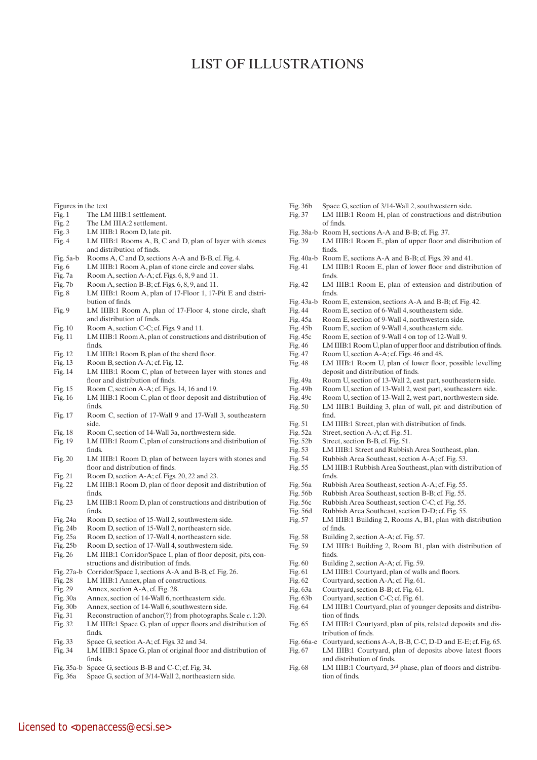# LIST OF ILLUSTRATIONS

Figures in the text

- Fig. 1 The LM IIIB:1 settlement.
- Fig. 2 The LM IIIA:2 settlement.
- Fig. 3 LM IIIB:1 Room D, late pit.
- Fig. 4 LM IIIB:1 Rooms A, B, C and D, plan of layer with stones and distribution of finds.
- Fig. 5a-b Rooms A, C and D, sections A-A and B-B, cf. Fig. 4.
- Fig. 6 LM IIIB:1 Room A, plan of stone circle and cover slabs.
- Fig. 7a Room A, section A-A; cf. Figs. 6, 8, 9 and 11.
- Fig. 7b Room A, section B-B; cf. Figs. 6, 8, 9, and 11.
- Fig. 8 LM IIIB:1 Room A, plan of 17-Floor 1, 17-Pit E and distribution of finds.
- Fig. 9 LM IIIB:1 Room A, plan of 17-Floor 4, stone circle, shaft and distribution of finds.
- Fig. 10 Room A, section C-C; cf. Figs. 9 and 11.
- Fig. 11 LM IIIB:1 Room A, plan of constructions and distribution of finds.
- Fig. 12 LM IIIB:1 Room B, plan of the sherd floor.
- Fig. 13 Room B, section A-A; cf. Fig. 12.
- Fig. 14 LM IIIB:1 Room C, plan of between layer with stones and floor and distribution of finds.
- Fig. 15 Room C, section A-A; cf. Figs. 14, 16 and 19.
- Fig. 16 LM IIIB:1 Room C, plan of floor deposit and distribution of finds.
- Fig. 17 Room C, section of 17-Wall 9 and 17-Wall 3, southeastern side.
- Fig. 18 Room C, section of 14-Wall 3a, northwestern side.
- Fig. 19 LM IIIB:1 Room C, plan of constructions and distribution of finds.
- Fig. 20 LM IIIB:1 Room D, plan of between layers with stones and floor and distribution of finds.
- Fig. 21 Room D, section A-A; cf. Figs. 20, 22 and 23.
- Fig. 22 LM IIIB:1 Room D, plan of floor deposit and distribution of finds.
- Fig. 23 LM IIIB:1 Room D, plan of constructions and distribution of finds.
- Fig. 24a Room D, section of 15-Wall 2, southwestern side.
- Fig. 24b Room D, section of 15-Wall 2, northeastern side.
- Fig. 25a Room D, section of 17-Wall 4, northeastern side.
- Fig. 25b Room D, section of 17-Wall 4, southwestern side.
- Fig. 26 LM IIIB:1 Corridor/Space I, plan of floor deposit, pits, constructions and distribution of finds.
- Fig. 27a-b Corridor/Space I, sections A-A and B-B, cf. Fig. 26.
- Fig. 28 LM IIIB:1 Annex, plan of constructions.
- Fig. 29 Annex, section A-A, cf. Fig. 28.
- Fig. 30a Annex, section of 14-Wall 6, northeastern side.
- Fig. 30b Annex, section of 14-Wall 6, southwestern side.
- Fig. 31 Reconstruction of anchor(?) from photographs. Scale *c*. 1:20.
- Fig. 32 LM IIIB:1 Space G, plan of upper floors and distribution of finds.
- Fig. 33 Space G, section A-A; cf. Figs. 32 and 34.
- Fig. 34 LM IIIB:1 Space G, plan of original floor and distribution of finds.
- Fig. 35a-b Space G, sections B-B and C-C; cf. Fig. 34.
- Fig. 36a Space G, section of 3/14-Wall 2, northeastern side.
- Fig. 36b Space G, section of 3/14-Wall 2, southwestern side.
- Fig. 37 LM IIIB:1 Room H, plan of constructions and distribution of finds.
- Fig. 38a-b Room H, sections A-A and B-B; cf. Fig. 37.
- Fig. 39 LM IIIB:1 Room E, plan of upper floor and distribution of finds.
- Fig. 40a-b Room E, sections A-A and B-B; cf. Figs. 39 and 41.
- Fig. 41 LM IIIB:1 Room E, plan of lower floor and distribution of finds.
- Fig. 42 LM IIIB:1 Room E, plan of extension and distribution of finds.
- Fig. 43a-b Room E, extension, sections A-A and B-B; cf. Fig. 42.
- Fig. 44 Room E, section of 6-Wall 4, southeastern side.
- Fig. 45a Room E, section of 9-Wall 4, northwestern side.
- Fig. 45b Room E, section of 9-Wall 4, southeastern side.
- Fig. 45c Room E, section of 9-Wall 4 on top of 12-Wall 9.
- Fig. 46 LM IIIB:1 Room U, plan of upper floor and distribution of finds.
- Fig. 47 Room U, section A-A; cf. Figs. 46 and 48.
- Fig. 48 LM IIIB:1 Room U, plan of lower floor, possible levelling deposit and distribution of finds.
- Fig. 49a Room U, section of 13-Wall 2, east part, southeastern side.
- Fig. 49b Room U, section of 13-Wall 2, west part, southeastern side.
- Fig. 49c Room U, section of 13-Wall 2, west part, northwestern side.
- Fig. 50 LM IIIB:1 Building 3, plan of wall, pit and distribution of find.
- Fig. 51 LM IIIB:1 Street, plan with distribution of finds.
- Fig. 52a Street, section A-A; cf. Fig. 51.
- Fig. 52b Street, section B-B, cf. Fig. 51.
- Fig. 53 LM IIIB:1 Street and Rubbish Area Southeast, plan.
- Fig. 54 Rubbish Area Southeast, section A-A; cf. Fig. 53.
- Fig. 55 LM IIIB:1 Rubbish Area Southeast, plan with distribution of finds.
- Fig. 56a Rubbish Area Southeast, section A-A; cf. Fig. 55.
- Fig. 56b Rubbish Area Southeast, section B-B; cf. Fig. 55.
- Fig. 56c Rubbish Area Southeast, section C-C; cf. Fig. 55.
- Fig. 56d Rubbish Area Southeast, section D-D; cf. Fig. 55.
- Fig. 57 LM IIIB:1 Building 2, Rooms A, B1, plan with distribution of finds.
- Fig. 58 Building 2, section A-A; cf. Fig. 57.
- Fig. 59 LM IIIB:1 Building 2, Room B1, plan with distribution of finds.
- Fig. 60 Building 2, section A-A; cf. Fig. 59.
- Fig. 61 LM IIIB:1 Courtyard, plan of walls and floors.
- Fig. 62 Courtyard, section A-A; cf. Fig. 61.
- Fig. 63a Courtyard, section B-B; cf. Fig. 61.
- Fig. 63b Courtyard, section C-C; cf. Fig. 61.
- Fig. 64 LM IIIB:1 Courtyard, plan of younger deposits and distribution of finds.
- Fig. 65 LM IIIB:1 Courtyard, plan of pits, related deposits and distribution of finds.
- Fig. 66a-e Courtyard, sections A-A, B-B, C-C, D-D and E-E; cf. Fig. 65.
- Fig. 67 LM IIIB:1 Courtyard, plan of deposits above latest floors and distribution of finds.
- Fig. 68 LM IIIB:1 Courtyard, 3rd phase, plan of floors and distribution of finds.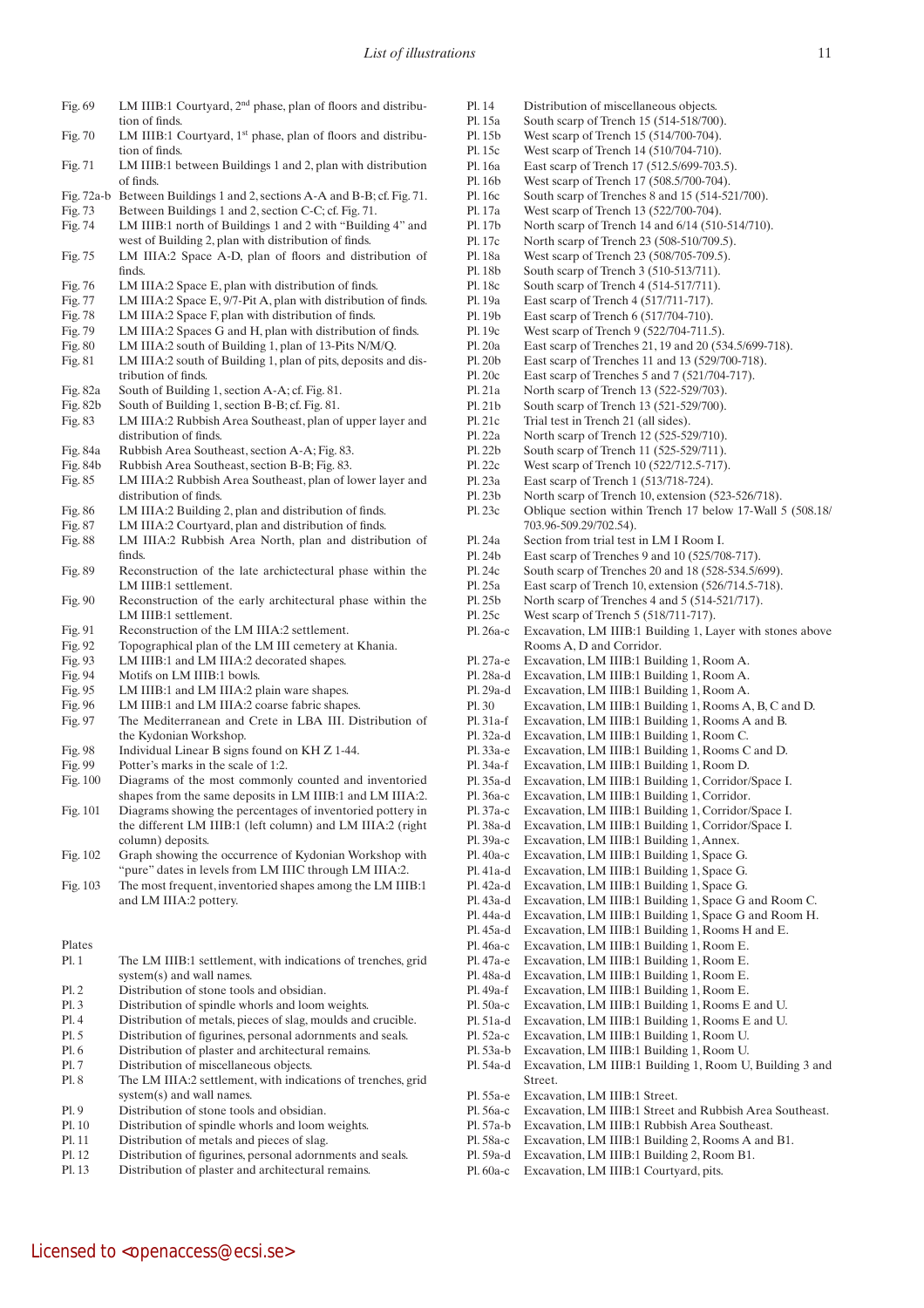Fig. 69 LM IIIB:1 Courtyard, 2nd phase, plan of floors and distribution of finds.
Fig. 70 LM IIIB:1 Courtyard, 1st phase, plan of floors and distribution of finds.
Fig. 71 LM IIIB:1 between Buildings 1 and 2, plan with distribution of finds.
Fig. 72a-b Between Buildings 1 and 2, sections A-A and B-B; cf. Fig. 71.
Fig. 73 Between Buildings 1 and 2, section C-C; cf. Fig. 71.
Fig. 74 LM IIIB:1 north of Buildings 1 and 2 with "Building 4" and west of Building 2, plan with distribution of finds.
Fig. 75 LM IIIA:2 Space A-D, plan of floors and distribution of finds.
Fig. 76 LM IIIA:2 Space E, plan with distribution of finds.
Fig. 77 LM IIIA:2 Space E, 9/7-Pit A, plan with distribution of finds.
Fig. 78 LM IIIA:2 Space F, plan with distribution of finds.
Fig. 79 LM IIIA:2 Spaces G and H, plan with distribution of finds.
Fig. 80 LM IIIA:2 south of Building 1, plan of 13-Pits N/M/Q.
Fig. 81 LM IIIA:2 south of Building 1, plan of pits, deposits and distribution of finds.
Fig. 82a South of Building 1, section A-A; cf. Fig. 81.
Fig. 82b South of Building 1, section B-B; cf. Fig. 81.
Fig. 83 LM IIIA:2 Rubbish Area Southeast, plan of upper layer and distribution of finds.
Fig. 84a Rubbish Area Southeast, section A-A; Fig. 83.
Fig. 84b Rubbish Area Southeast, section B-B; Fig. 83.
Fig. 85 LM IIIA:2 Rubbish Area Southeast, plan of lower layer and distribution of finds.
Fig. 86 LM IIIA:2 Building 2, plan and distribution of finds.
Fig. 87 LM IIIA:2 Courtyard, plan and distribution of finds.
Fig. 88 LM IIIA:2 Rubbish Area North, plan and distribution of finds.
Fig. 89 Reconstruction of the late archictectural phase within the LM IIIB:1 settlement.
Fig. 90 Reconstruction of the early architectural phase within the LM IIIB:1 settlement.
Fig. 91 Reconstruction of the LM IIIA:2 settlement.
Fig. 92 Topographical plan of the LM III cemetery at Khania.
Fig. 93 LM IIIB:1 and LM IIIA:2 decorated shapes.
Fig. 94 Motifs on LM IIIB:1 bowls.
Fig. 95 LM IIIB:1 and LM IIIA:2 plain ware shapes.
Fig. 96 LM IIIB:1 and LM IIIA:2 coarse fabric shapes.
Fig. 97 The Mediterranean and Crete in LBA III. Distribution of the Kydonian Workshop.
Fig. 98 Individual Linear B signs found on KH Z 1-44.
Fig. 99 Potter's marks in the scale of 1:2.
Fig. 100 Diagrams of the most commonly counted and inventoried shapes from the same deposits in LM IIIB:1 and LM IIIA:2.
Fig. 101 Diagrams showing the percentages of inventoried pottery in the different LM IIIB:1 (left column) and LM IIIA:2 (right column) deposits.
Fig. 102 Graph showing the occurrence of Kydonian Workshop with "pure" dates in levels from LM IIIC through LM IIIA:2.
Fig. 103 The most frequent, inventoried shapes among the LM IIIB:1 and LM IIIA:2 pottery.

Plates

Pl. 1 The LM IIIB:1 settlement, with indications of trenches, grid system(s) and wall names.
Pl. 2 Distribution of stone tools and obsidian.
Pl. 3 Distribution of spindle whorls and loom weights.
Pl. 4 Distribution of metals, pieces of slag, moulds and crucible.
Pl. 5 Distribution of figurines, personal adornments and seals.
Pl. 6 Distribution of plaster and architectural remains.
Pl. 7 Distribution of miscellaneous objects.
Pl. 8 The LM IIIA:2 settlement, with indications of trenches, grid system(s) and wall names.
Pl. 9 Distribution of stone tools and obsidian.
Pl. 10 Distribution of spindle whorls and loom weights.
Pl. 11 Distribution of metals and pieces of slag.
Pl. 12 Distribution of figurines, personal adornments and seals.
Pl. 13 Distribution of plaster and architectural remains.
Pl. 14 Distribution of miscellaneous objects.
Pl. 15a South scarp of Trench 15 (514-518/700).
Pl. 15b West scarp of Trench 15 (514/700-704).
Pl. 15c West scarp of Trench 14 (510/704-710).
Pl. 16a East scarp of Trench 17 (512.5/699-703.5).
Pl. 16b West scarp of Trench 17 (508.5/700-704).
Pl. 16c South scarp of Trenches 8 and 15 (514-521/700).
Pl. 17a West scarp of Trench 13 (522/700-704).
Pl. 17b North scarp of Trench 14 and 6/14 (510-514/710).
Pl. 17c North scarp of Trench 23 (508-510/709.5).
Pl. 18a West scarp of Trench 23 (508/705-709.5).
Pl. 18b South scarp of Trench 3 (510-513/711).
Pl. 18c South scarp of Trench 4 (514-517/711).
Pl. 19a East scarp of Trench 4 (517/711-717).
Pl. 19b East scarp of Trench 6 (517/704-710).
Pl. 19c West scarp of Trench 9 (522/704-711.5).
Pl. 20a East scarp of Trenches 21, 19 and 20 (534.5/699-718).
Pl. 20b East scarp of Trenches 11 and 13 (529/700-718).
Pl. 20c East scarp of Trenches 5 and 7 (521/704-717).
Pl. 21a North scarp of Trench 13 (522-529/703).
Pl. 21b South scarp of Trench 13 (521-529/700).
Pl. 21c Trial test in Trench 21 (all sides).
Pl. 22a North scarp of Trench 12 (525-529/710).
Pl. 22b South scarp of Trench 11 (525-529/711).
Pl. 22c West scarp of Trench 10 (522/712.5-717).
Pl. 23a East scarp of Trench 1 (513/718-724).
Pl. 23b North scarp of Trench 10, extension (523-526/718).
Pl. 23c Oblique section within Trench 17 below 17-Wall 5 (508.18/703.96-509.29/702.54).
Pl. 24a Section from trial test in LM I Room I.
Pl. 24b East scarp of Trenches 9 and 10 (525/708-717).
Pl. 24c South scarp of Trenches 20 and 18 (528-534.5/699).
Pl. 25a East scarp of Trench 10, extension (526/714.5-718).
Pl. 25b North scarp of Trenches 4 and 5 (514-521/717).
Pl. 25c West scarp of Trench 5 (518/711-717).
Pl. 26a-c Excavation, LM IIIB:1 Building 1, Layer with stones above Rooms A, D and Corridor.
Pl. 27a-e Excavation, LM IIIB:1 Building 1, Room A.
Pl. 28a-d Excavation, LM IIIB:1 Building 1, Room A.
Pl. 29a-d Excavation, LM IIIB:1 Building 1, Room A.
Pl. 30 Excavation, LM IIIB:1 Building 1, Rooms A, B, C and D.
Pl. 31a-f Excavation, LM IIIB:1 Building 1, Rooms A and B.
Pl. 32a-d Excavation, LM IIIB:1 Building 1, Room C.
Pl. 33a-e Excavation, LM IIIB:1 Building 1, Rooms C and D.
Pl. 34a-f Excavation, LM IIIB:1 Building 1, Room D.
Pl. 35a-d Excavation, LM IIIB:1 Building 1, Corridor/Space I.
Pl. 36a-c Excavation, LM IIIB:1 Building 1, Corridor.
Pl. 37a-c Excavation, LM IIIB:1 Building 1, Corridor/Space I.
Pl. 38a-d Excavation, LM IIIB:1 Building 1, Corridor/Space I.
Pl. 39a-c Excavation, LM IIIB:1 Building 1, Annex.
Pl. 40a-c Excavation, LM IIIB:1 Building 1, Space G.
Pl. 41a-d Excavation, LM IIIB:1 Building 1, Space G.
Pl. 42a-d Excavation, LM IIIB:1 Building 1, Space G.
Pl. 43a-d Excavation, LM IIIB:1 Building 1, Space G and Room C.
Pl. 44a-d Excavation, LM IIIB:1 Building 1, Space G and Room H.
Pl. 45a-d Excavation, LM IIIB:1 Building 1, Rooms H and E.
Pl. 46a-c Excavation, LM IIIB:1 Building 1, Room E.
Pl. 47a-e Excavation, LM IIIB:1 Building 1, Room E.
Pl. 48a-d Excavation, LM IIIB:1 Building 1, Room E.
Pl. 49a-f Excavation, LM IIIB:1 Building 1, Room E.
Pl. 50a-c Excavation, LM IIIB:1 Building 1, Rooms E and U.
Pl. 51a-d Excavation, LM IIIB:1 Building 1, Rooms E and U.
Pl. 52a-c Excavation, LM IIIB:1 Building 1, Room U.
Pl. 53a-b Excavation, LM IIIB:1 Building 1, Room U.
Pl. 54a-d Excavation, LM IIIB:1 Building 1, Room U, Building 3 and Street.
Pl. 55a-e Excavation, LM IIIB:1 Street.
Pl. 56a-c Excavation, LM IIIB:1 Street and Rubbish Area Southeast.
Pl. 57a-b Excavation, LM IIIB:1 Rubbish Area Southeast.
Pl. 58a-c Excavation, LM IIIB:1 Building 2, Rooms A and B1.
Pl. 59a-d Excavation, LM IIIB:1 Building 2, Room B1.
Pl. 60a-c Excavation, LM IIIB:1 Courtyard, pits.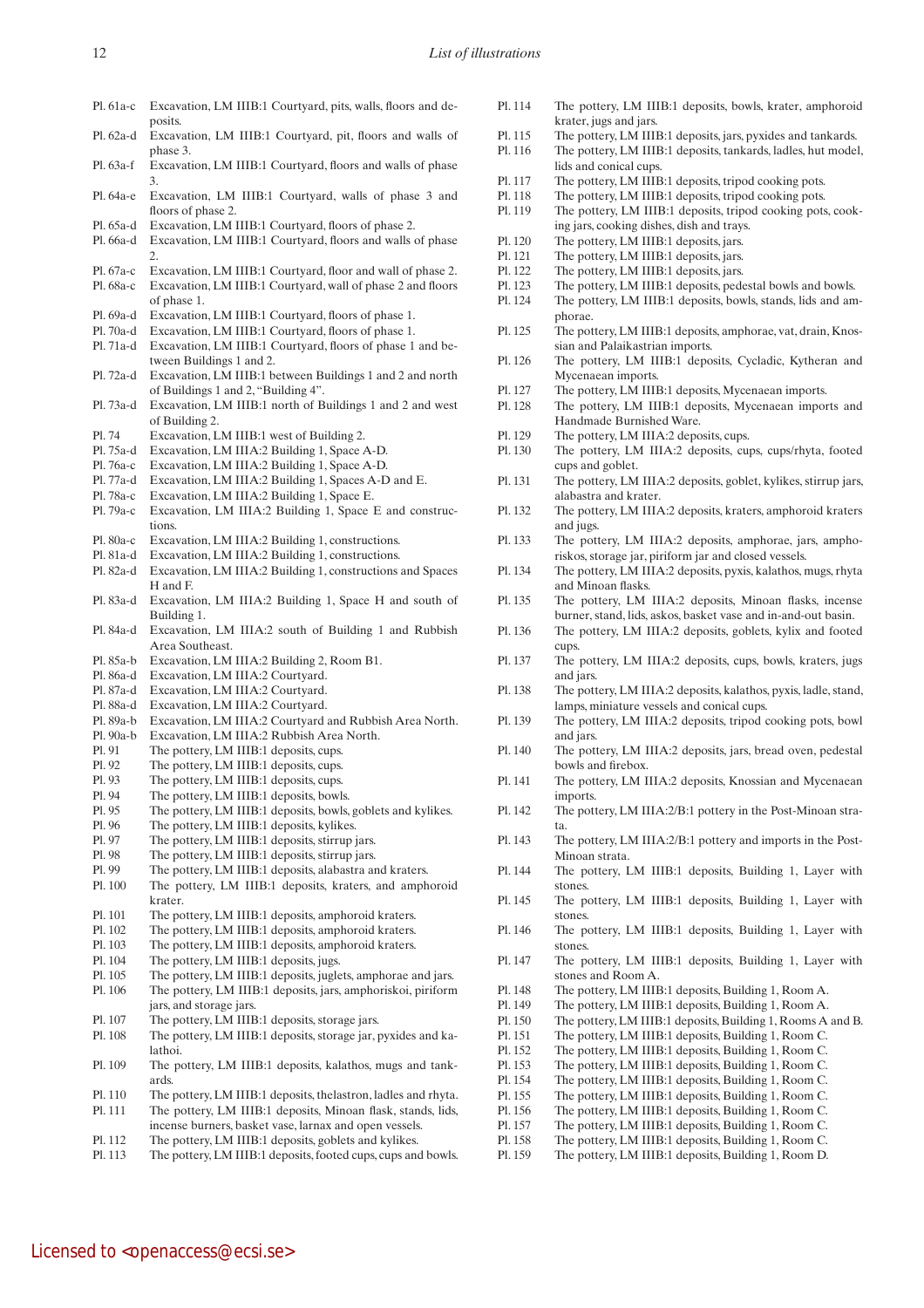| | |
|---|---|
| Pl. 61a-c | Excavation, LM IIIB:1 Courtyard, pits, walls, floors and deposits. |
| Pl. 62a-d | Excavation, LM IIIB:1 Courtyard, pit, floors and walls of phase 3. |
| Pl. 63a-f | Excavation, LM IIIB:1 Courtyard, floors and walls of phase 3. |
| Pl. 64a-e | Excavation, LM IIIB:1 Courtyard, walls of phase 3 and floors of phase 2. |
| Pl. 65a-d | Excavation, LM IIIB:1 Courtyard, floors of phase 2. |
| Pl. 66a-d | Excavation, LM IIIB:1 Courtyard, floors and walls of phase 2. |
| Pl. 67a-c | Excavation, LM IIIB:1 Courtyard, floor and wall of phase 2. |
| Pl. 68a-c | Excavation, LM IIIB:1 Courtyard, wall of phase 2 and floors of phase 1. |
| Pl. 69a-d | Excavation, LM IIIB:1 Courtyard, floors of phase 1. |
| Pl. 70a-d | Excavation, LM IIIB:1 Courtyard, floors of phase 1. |
| Pl. 71a-d | Excavation, LM IIIB:1 Courtyard, floors of phase 1 and between Buildings 1 and 2. |
| Pl. 72a-d | Excavation, LM IIIB:1 between Buildings 1 and 2 and north of Buildings 1 and 2, "Building 4". |
| Pl. 73a-d | Excavation, LM IIIB:1 north of Buildings 1 and 2 and west of Building 2. |
| Pl. 74 | Excavation, LM IIIB:1 west of Building 2. |
| Pl. 75a-d | Excavation, LM IIIA:2 Building 1, Space A-D. |
| Pl. 76a-c | Excavation, LM IIIA:2 Building 1, Space A-D. |
| Pl. 77a-d | Excavation, LM IIIA:2 Building 1, Spaces A-D and E. |
| Pl. 78a-c | Excavation, LM IIIA:2 Building 1, Space E. |
| Pl. 79a-c | Excavation, LM IIIA:2 Building 1, Space E and constructions. |
| Pl. 80a-c | Excavation, LM IIIA:2 Building 1, constructions. |
| Pl. 81a-d | Excavation, LM IIIA:2 Building 1, constructions. |
| Pl. 82a-d | Excavation, LM IIIA:2 Building 1, constructions and Spaces H and F. |
| Pl. 83a-d | Excavation, LM IIIA:2 Building 1, Space H and south of Building 1. |
| Pl. 84a-d | Excavation, LM IIIA:2 south of Building 1 and Rubbish Area Southeast. |
| Pl. 85a-b | Excavation, LM IIIA:2 Building 2, Room B1. |
| Pl. 86a-d | Excavation, LM IIIA:2 Courtyard. |
| Pl. 87a-d | Excavation, LM IIIA:2 Courtyard. |
| Pl. 88a-d | Excavation, LM IIIA:2 Courtyard. |
| Pl. 89a-b | Excavation, LM IIIA:2 Courtyard and Rubbish Area North. |
| Pl. 90a-b | Excavation, LM IIIA:2 Rubbish Area North. |
| Pl. 91 | The pottery, LM IIIB:1 deposits, cups. |
| Pl. 92 | The pottery, LM IIIB:1 deposits, cups. |
| Pl. 93 | The pottery, LM IIIB:1 deposits, cups. |
| Pl. 94 | The pottery, LM IIIB:1 deposits, bowls. |
| Pl. 95 | The pottery, LM IIIB:1 deposits, bowls, goblets and kylikes. |
| Pl. 96 | The pottery, LM IIIB:1 deposits, kylikes. |
| Pl. 97 | The pottery, LM IIIB:1 deposits, stirrup jars. |
| Pl. 98 | The pottery, LM IIIB:1 deposits, stirrup jars. |
| Pl. 99 | The pottery, LM IIIB:1 deposits, alabastra and kraters. |
| Pl. 100 | The pottery, LM IIIB:1 deposits, kraters, and amphoroid krater. |
| Pl. 101 | The pottery, LM IIIB:1 deposits, amphoroid kraters. |
| Pl. 102 | The pottery, LM IIIB:1 deposits, amphoroid kraters. |
| Pl. 103 | The pottery, LM IIIB:1 deposits, amphoroid kraters. |
| Pl. 104 | The pottery, LM IIIB:1 deposits, jugs. |
| Pl. 105 | The pottery, LM IIIB:1 deposits, juglets, amphorae and jars. |
| Pl. 106 | The pottery, LM IIIB:1 deposits, jars, amphoriskoi, piriform jars, and storage jars. |
| Pl. 107 | The pottery, LM IIIB:1 deposits, storage jars. |
| Pl. 108 | The pottery, LM IIIB:1 deposits, storage jar, pyxides and kalathoi. |
| Pl. 109 | The pottery, LM IIIB:1 deposits, kalathos, mugs and tankards. |
| Pl. 110 | The pottery, LM IIIB:1 deposits, thelastron, ladles and rhyta. |
| Pl. 111 | The pottery, LM IIIB:1 deposits, Minoan flask, stands, lids, incense burners, basket vase, larnax and open vessels. |
| Pl. 112 | The pottery, LM IIIB:1 deposits, goblets and kylikes. |
| Pl. 113 | The pottery, LM IIIB:1 deposits, footed cups, cups and bowls. |
| Pl. 114 | The pottery, LM IIIB:1 deposits, bowls, krater, amphoroid krater, jugs and jars. |
| Pl. 115 | The pottery, LM IIIB:1 deposits, jars, pyxides and tankards. |
| Pl. 116 | The pottery, LM IIIB:1 deposits, tankards, ladles, hut model, lids and conical cups. |
| Pl. 117 | The pottery, LM IIIB:1 deposits, tripod cooking pots. |
| Pl. 118 | The pottery, LM IIIB:1 deposits, tripod cooking pots. |
| Pl. 119 | The pottery, LM IIIB:1 deposits, tripod cooking pots, cooking jars, cooking dishes, dish and trays. |
| Pl. 120 | The pottery, LM IIIB:1 deposits, jars. |
| Pl. 121 | The pottery, LM IIIB:1 deposits, jars. |
| Pl. 122 | The pottery, LM IIIB:1 deposits, jars. |
| Pl. 123 | The pottery, LM IIIB:1 deposits, pedestal bowls and bowls. |
| Pl. 124 | The pottery, LM IIIB:1 deposits, bowls, stands, lids and amphorae. |
| Pl. 125 | The pottery, LM IIIB:1 deposits, amphorae, vat, drain, Knossian and Palaikastrian imports. |
| Pl. 126 | The pottery, LM IIIB:1 deposits, Cycladic, Kytheran and Mycenaean imports. |
| Pl. 127 | The pottery, LM IIIB:1 deposits, Mycenaean imports. |
| Pl. 128 | The pottery, LM IIIB:1 deposits, Mycenaean imports and Handmade Burnished Ware. |
| Pl. 129 | The pottery, LM IIIA:2 deposits, cups. |
| Pl. 130 | The pottery, LM IIIA:2 deposits, cups, cups/rhyta, footed cups and goblet. |
| Pl. 131 | The pottery, LM IIIA:2 deposits, goblet, kylikes, stirrup jars, alabastra and krater. |
| Pl. 132 | The pottery, LM IIIA:2 deposits, kraters, amphoroid kraters and jugs. |
| Pl. 133 | The pottery, LM IIIA:2 deposits, amphorae, jars, amphoriskos, storage jar, piriform jar and closed vessels. |
| Pl. 134 | The pottery, LM IIIA:2 deposits, pyxis, kalathos, mugs, rhyta and Minoan flasks. |
| Pl. 135 | The pottery, LM IIIA:2 deposits, Minoan flasks, incense burner, stand, lids, askos, basket vase and in-and-out basin. |
| Pl. 136 | The pottery, LM IIIA:2 deposits, goblets, kylix and footed cups. |
| Pl. 137 | The pottery, LM IIIA:2 deposits, cups, bowls, kraters, jugs and jars. |
| Pl. 138 | The pottery, LM IIIA:2 deposits, kalathos, pyxis, ladle, stand, lamps, miniature vessels and conical cups. |
| Pl. 139 | The pottery, LM IIIA:2 deposits, tripod cooking pots, bowl and jars. |
| Pl. 140 | The pottery, LM IIIA:2 deposits, jars, bread oven, pedestal bowls and firebox. |
| Pl. 141 | The pottery, LM IIIA:2 deposits, Knossian and Mycenaean imports. |
| Pl. 142 | The pottery, LM IIIA:2/B:1 pottery in the Post-Minoan strata. |
| Pl. 143 | The pottery, LM IIIA:2/B:1 pottery and imports in the Post-Minoan strata. |
| Pl. 144 | The pottery, LM IIIB:1 deposits, Building 1, Layer with stones. |
| Pl. 145 | The pottery, LM IIIB:1 deposits, Building 1, Layer with stones. |
| Pl. 146 | The pottery, LM IIIB:1 deposits, Building 1, Layer with stones. |
| Pl. 147 | The pottery, LM IIIB:1 deposits, Building 1, Layer with stones and Room A. |
| Pl. 148 | The pottery, LM IIIB:1 deposits, Building 1, Room A. |
| Pl. 149 | The pottery, LM IIIB:1 deposits, Building 1, Room A. |
| Pl. 150 | The pottery, LM IIIB:1 deposits, Building 1, Rooms A and B. |
| Pl. 151 | The pottery, LM IIIB:1 deposits, Building 1, Room C. |
| Pl. 152 | The pottery, LM IIIB:1 deposits, Building 1, Room C. |
| Pl. 153 | The pottery, LM IIIB:1 deposits, Building 1, Room C. |
| Pl. 154 | The pottery, LM IIIB:1 deposits, Building 1, Room C. |
| Pl. 155 | The pottery, LM IIIB:1 deposits, Building 1, Room C. |
| Pl. 156 | The pottery, LM IIIB:1 deposits, Building 1, Room C. |
| Pl. 157 | The pottery, LM IIIB:1 deposits, Building 1, Room C. |
| Pl. 158 | The pottery, LM IIIB:1 deposits, Building 1, Room C. |
| Pl. 159 | The pottery, LM IIIB:1 deposits, Building 1, Room D. |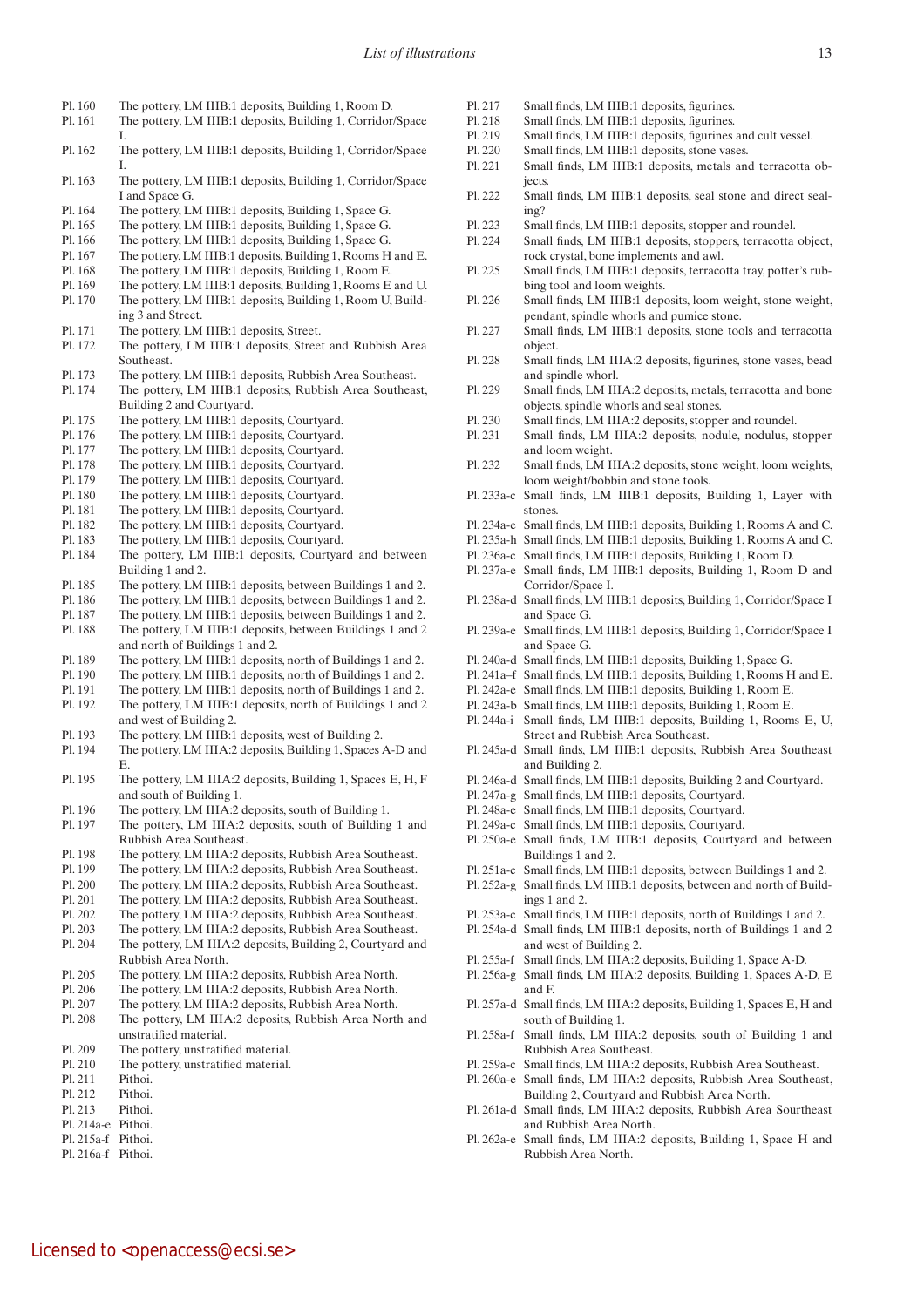Pl. 160 The pottery, LM IIIB:1 deposits, Building 1, Room D.
Pl. 161 The pottery, LM IIIB:1 deposits, Building 1, Corridor/Space I.
Pl. 162 The pottery, LM IIIB:1 deposits, Building 1, Corridor/Space I.
Pl. 163 The pottery, LM IIIB:1 deposits, Building 1, Corridor/Space I and Space G.
Pl. 164 The pottery, LM IIIB:1 deposits, Building 1, Space G.
Pl. 165 The pottery, LM IIIB:1 deposits, Building 1, Space G.
Pl. 166 The pottery, LM IIIB:1 deposits, Building 1, Space G.
Pl. 167 The pottery, LM IIIB:1 deposits, Building 1, Rooms H and E.
Pl. 168 The pottery, LM IIIB:1 deposits, Building 1, Room E.
Pl. 169 The pottery, LM IIIB:1 deposits, Building 1, Rooms E and U.
Pl. 170 The pottery, LM IIIB:1 deposits, Building 1, Room U, Building 3 and Street.
Pl. 171 The pottery, LM IIIB:1 deposits, Street.
Pl. 172 The pottery, LM IIIB:1 deposits, Street and Rubbish Area Southeast.
Pl. 173 The pottery, LM IIIB:1 deposits, Rubbish Area Southeast.
Pl. 174 The pottery, LM IIIB:1 deposits, Rubbish Area Southeast, Building 2 and Courtyard.
Pl. 175 The pottery, LM IIIB:1 deposits, Courtyard.
Pl. 176 The pottery, LM IIIB:1 deposits, Courtyard.
Pl. 177 The pottery, LM IIIB:1 deposits, Courtyard.
Pl. 178 The pottery, LM IIIB:1 deposits, Courtyard.
Pl. 179 The pottery, LM IIIB:1 deposits, Courtyard.
Pl. 180 The pottery, LM IIIB:1 deposits, Courtyard.
Pl. 181 The pottery, LM IIIB:1 deposits, Courtyard.
Pl. 182 The pottery, LM IIIB:1 deposits, Courtyard.
Pl. 183 The pottery, LM IIIB:1 deposits, Courtyard.
Pl. 184 The pottery, LM IIIB:1 deposits, Courtyard and between Building 1 and 2.
Pl. 185 The pottery, LM IIIB:1 deposits, between Buildings 1 and 2.
Pl. 186 The pottery, LM IIIB:1 deposits, between Buildings 1 and 2.
Pl. 187 The pottery, LM IIIB:1 deposits, between Buildings 1 and 2.
Pl. 188 The pottery, LM IIIB:1 deposits, between Buildings 1 and 2 and north of Buildings 1 and 2.
Pl. 189 The pottery, LM IIIB:1 deposits, north of Buildings 1 and 2.
Pl. 190 The pottery, LM IIIB:1 deposits, north of Buildings 1 and 2.
Pl. 191 The pottery, LM IIIB:1 deposits, north of Buildings 1 and 2.
Pl. 192 The pottery, LM IIIB:1 deposits, north of Buildings 1 and 2 and west of Building 2.
Pl. 193 The pottery, LM IIIB:1 deposits, west of Building 2.
Pl. 194 The pottery, LM IIIA:2 deposits, Building 1, Spaces A-D and E.
Pl. 195 The pottery, LM IIIA:2 deposits, Building 1, Spaces E, H, F and south of Building 1.
Pl. 196 The pottery, LM IIIA:2 deposits, south of Building 1.
Pl. 197 The pottery, LM IIIA:2 deposits, south of Building 1 and Rubbish Area Southeast.
Pl. 198 The pottery, LM IIIA:2 deposits, Rubbish Area Southeast.
Pl. 199 The pottery, LM IIIA:2 deposits, Rubbish Area Southeast.
Pl. 200 The pottery, LM IIIA:2 deposits, Rubbish Area Southeast.
Pl. 201 The pottery, LM IIIA:2 deposits, Rubbish Area Southeast.
Pl. 202 The pottery, LM IIIA:2 deposits, Rubbish Area Southeast.
Pl. 203 The pottery, LM IIIA:2 deposits, Rubbish Area Southeast.
Pl. 204 The pottery, LM IIIA:2 deposits, Building 2, Courtyard and Rubbish Area North.
Pl. 205 The pottery, LM IIIA:2 deposits, Rubbish Area North.
Pl. 206 The pottery, LM IIIA:2 deposits, Rubbish Area North.
Pl. 207 The pottery, LM IIIA:2 deposits, Rubbish Area North.
Pl. 208 The pottery, LM IIIA:2 deposits, Rubbish Area North and unstratified material.
Pl. 209 The pottery, unstratified material.
Pl. 210 The pottery, unstratified material.
Pl. 211 Pithoi.
Pl. 212 Pithoi.
Pl. 213 Pithoi.
Pl. 214a-e Pithoi.
Pl. 215a-f Pithoi.
Pl. 216a-f Pithoi.
Pl. 217 Small finds, LM IIIB:1 deposits, figurines.
Pl. 218 Small finds, LM IIIB:1 deposits, figurines.
Pl. 219 Small finds, LM IIIB:1 deposits, figurines and cult vessel.
Pl. 220 Small finds, LM IIIB:1 deposits, stone vases.
Pl. 221 Small finds, LM IIIB:1 deposits, metals and terracotta objects.
Pl. 222 Small finds, LM IIIB:1 deposits, seal stone and direct sealing?
Pl. 223 Small finds, LM IIIB:1 deposits, stopper and roundel.
Pl. 224 Small finds, LM IIIB:1 deposits, stoppers, terracotta object, rock crystal, bone implements and awl.
Pl. 225 Small finds, LM IIIB:1 deposits, terracotta tray, potter's rubbing tool and loom weights.
Pl. 226 Small finds, LM IIIB:1 deposits, loom weight, stone weight, pendant, spindle whorls and pumice stone.
Pl. 227 Small finds, LM IIIB:1 deposits, stone tools and terracotta object.
Pl. 228 Small finds, LM IIIA:2 deposits, figurines, stone vases, bead and spindle whorl.
Pl. 229 Small finds, LM IIIA:2 deposits, metals, terracotta and bone objects, spindle whorls and seal stones.
Pl. 230 Small finds, LM IIIA:2 deposits, stopper and roundel.
Pl. 231 Small finds, LM IIIA:2 deposits, nodule, nodulus, stopper and loom weight.
Pl. 232 Small finds, LM IIIA:2 deposits, stone weight, loom weights, loom weight/bobbin and stone tools.
Pl. 233a-c Small finds, LM IIIB:1 deposits, Building 1, Layer with stones.
Pl. 234a-e Small finds, LM IIIB:1 deposits, Building 1, Rooms A and C.
Pl. 235a-h Small finds, LM IIIB:1 deposits, Building 1, Rooms A and C.
Pl. 236a-c Small finds, LM IIIB:1 deposits, Building 1, Room D.
Pl. 237a-e Small finds, LM IIIB:1 deposits, Building 1, Room D and Corridor/Space I.
Pl. 238a-d Small finds, LM IIIB:1 deposits, Building 1, Corridor/Space I and Space G.
Pl. 239a-e Small finds, LM IIIB:1 deposits, Building 1, Corridor/Space I and Space G.
Pl. 240a-d Small finds, LM IIIB:1 deposits, Building 1, Space G.
Pl. 241a–f Small finds, LM IIIB:1 deposits, Building 1, Rooms H and E.
Pl. 242a-e Small finds, LM IIIB:1 deposits, Building 1, Room E.
Pl. 243a-b Small finds, LM IIIB:1 deposits, Building 1, Room E.
Pl. 244a-i Small finds, LM IIIB:1 deposits, Building 1, Rooms E, U, Street and Rubbish Area Southeast.
Pl. 245a-d Small finds, LM IIIB:1 deposits, Rubbish Area Southeast and Building 2.
Pl. 246a-d Small finds, LM IIIB:1 deposits, Building 2 and Courtyard.
Pl. 247a-g Small finds, LM IIIB:1 deposits, Courtyard.
Pl. 248a-e Small finds, LM IIIB:1 deposits, Courtyard.
Pl. 249a-c Small finds, LM IIIB:1 deposits, Courtyard.
Pl. 250a-e Small finds, LM IIIB:1 deposits, Courtyard and between Buildings 1 and 2.
Pl. 251a-c Small finds, LM IIIB:1 deposits, between Buildings 1 and 2.
Pl. 252a-g Small finds, LM IIIB:1 deposits, between and north of Buildings 1 and 2.
Pl. 253a-c Small finds, LM IIIB:1 deposits, north of Buildings 1 and 2.
Pl. 254a-d Small finds, LM IIIB:1 deposits, north of Buildings 1 and 2 and west of Building 2.
Pl. 255a-f Small finds, LM IIIA:2 deposits, Building 1, Space A-D.
Pl. 256a-g Small finds, LM IIIA:2 deposits, Building 1, Spaces A-D, E and F.
Pl. 257a-d Small finds, LM IIIA:2 deposits, Building 1, Spaces E, H and south of Building 1.
Pl. 258a-f Small finds, LM IIIA:2 deposits, south of Building 1 and Rubbish Area Southeast.
Pl. 259a-c Small finds, LM IIIA:2 deposits, Rubbish Area Southeast.
Pl. 260a-e Small finds, LM IIIA:2 deposits, Rubbish Area Southeast, Building 2, Courtyard and Rubbish Area North.
Pl. 261a-d Small finds, LM IIIA:2 deposits, Rubbish Area Southeast and Rubbish Area North.
Pl. 262a-e Small finds, LM IIIA:2 deposits, Building 1, Space H and Rubbish Area North.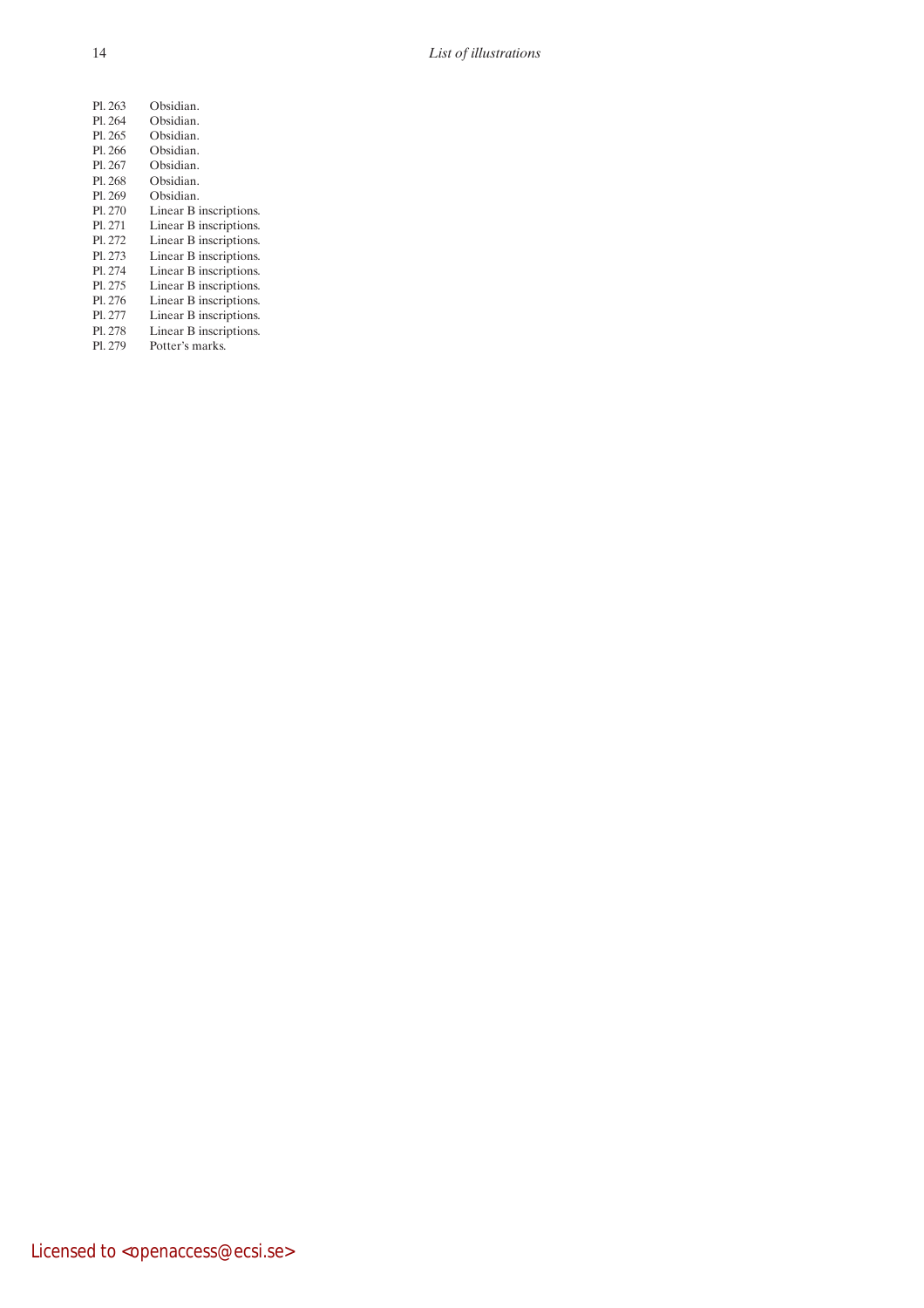Pl. 263 Obsidian.
Pl. 264 Obsidian.
Pl. 265 Obsidian.
Pl. 266 Obsidian.
Pl. 267 Obsidian.
Pl. 268 Obsidian.
Pl. 269 Obsidian.
Pl. 270 Linear B inscriptions.
Pl. 271 Linear B inscriptions.
Pl. 272 Linear B inscriptions.
Pl. 273 Linear B inscriptions.
Pl. 274 Linear B inscriptions.
Pl. 275 Linear B inscriptions.
Pl. 276 Linear B inscriptions.
Pl. 277 Linear B inscriptions.
Pl. 278 Linear B inscriptions.
Pl. 279 Potter's marks.